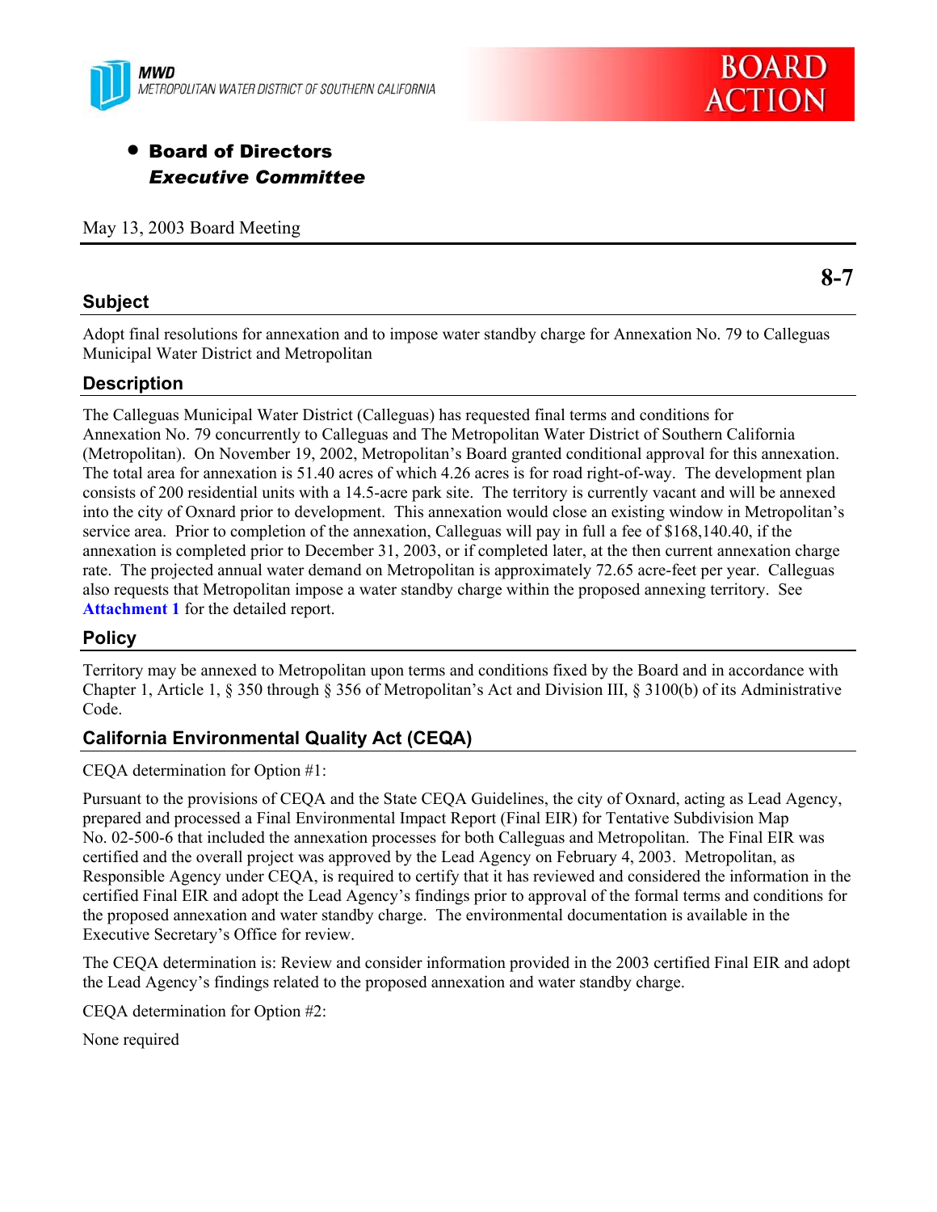MWD
METROPOLITAN WATER DISTRICT OF SOUTHERN CALIFORNIA

**BOARD ACTION**

- **Board of Directors**
  ***Executive Committee***

May 13, 2003 Board Meeting

**8-7**

## Subject

Adopt final resolutions for annexation and to impose water standby charge for Annexation No. 79 to Calleguas Municipal Water District and Metropolitan

## Description

The Calleguas Municipal Water District (Calleguas) has requested final terms and conditions for Annexation No. 79 concurrently to Calleguas and The Metropolitan Water District of Southern California (Metropolitan). On November 19, 2002, Metropolitan's Board granted conditional approval for this annexation. The total area for annexation is 51.40 acres of which 4.26 acres is for road right-of-way. The development plan consists of 200 residential units with a 14.5-acre park site. The territory is currently vacant and will be annexed into the city of Oxnard prior to development. This annexation would close an existing window in Metropolitan's service area. Prior to completion of the annexation, Calleguas will pay in full a fee of $168,140.40, if the annexation is completed prior to December 31, 2003, or if completed later, at the then current annexation charge rate. The projected annual water demand on Metropolitan is approximately 72.65 acre-feet per year. Calleguas also requests that Metropolitan impose a water standby charge within the proposed annexing territory. See **Attachment 1** for the detailed report.

## Policy

Territory may be annexed to Metropolitan upon terms and conditions fixed by the Board and in accordance with Chapter 1, Article 1, § 350 through § 356 of Metropolitan's Act and Division III, § 3100(b) of its Administrative Code.

## California Environmental Quality Act (CEQA)

CEQA determination for Option #1:

Pursuant to the provisions of CEQA and the State CEQA Guidelines, the city of Oxnard, acting as Lead Agency, prepared and processed a Final Environmental Impact Report (Final EIR) for Tentative Subdivision Map No. 02-500-6 that included the annexation processes for both Calleguas and Metropolitan. The Final EIR was certified and the overall project was approved by the Lead Agency on February 4, 2003. Metropolitan, as Responsible Agency under CEQA, is required to certify that it has reviewed and considered the information in the certified Final EIR and adopt the Lead Agency's findings prior to approval of the formal terms and conditions for the proposed annexation and water standby charge. The environmental documentation is available in the Executive Secretary's Office for review.

The CEQA determination is: Review and consider information provided in the 2003 certified Final EIR and adopt the Lead Agency's findings related to the proposed annexation and water standby charge.

CEQA determination for Option #2:

None required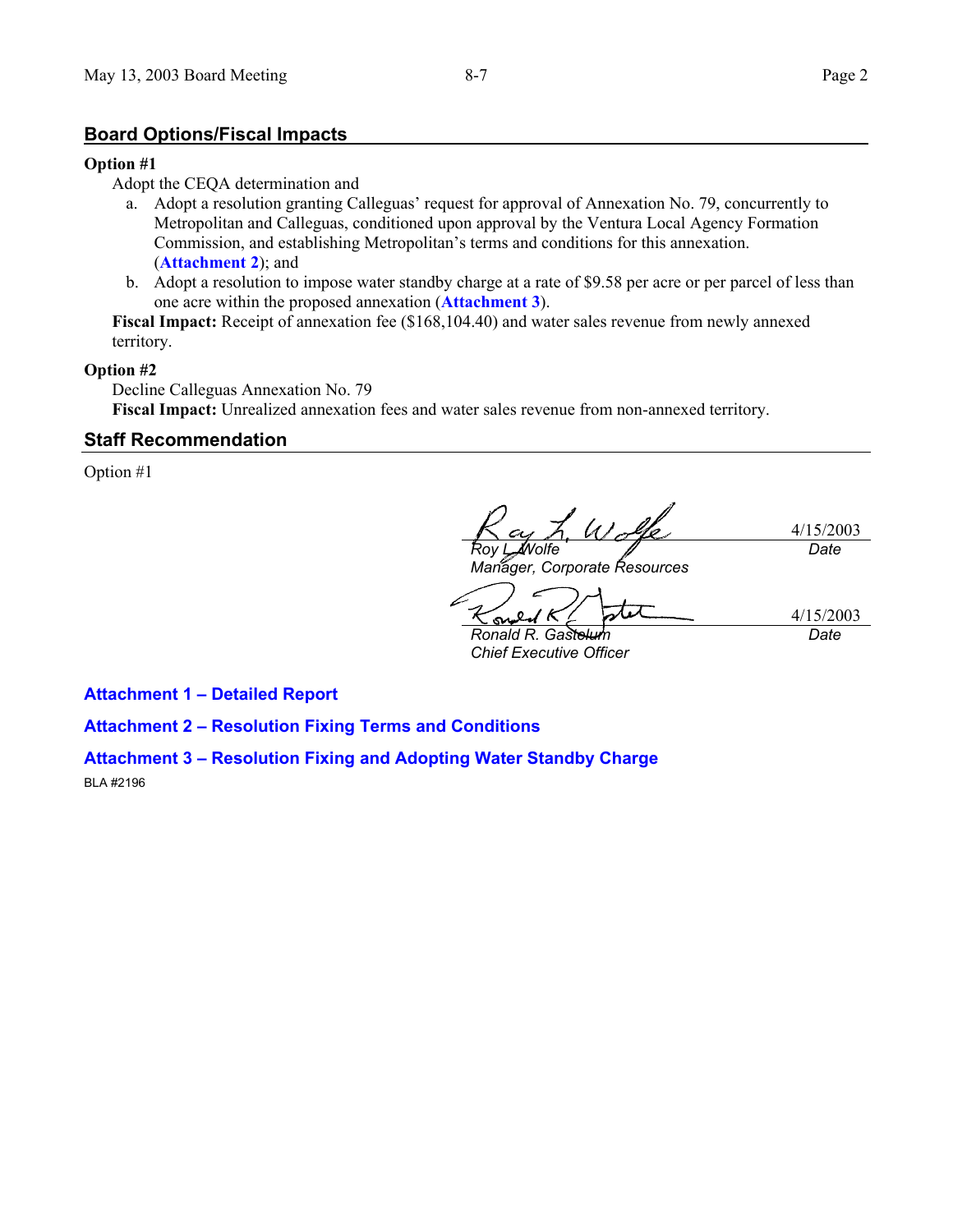## Board Options/Fiscal Impacts

**Option #1**

Adopt the CEQA determination and

a. Adopt a resolution granting Calleguas' request for approval of Annexation No. 79, concurrently to Metropolitan and Calleguas, conditioned upon approval by the Ventura Local Agency Formation Commission, and establishing Metropolitan's terms and conditions for this annexation. (**Attachment 2**); and
b. Adopt a resolution to impose water standby charge at a rate of $9.58 per acre or per parcel of less than one acre within the proposed annexation (**Attachment 3**).

**Fiscal Impact:** Receipt of annexation fee ($168,104.40) and water sales revenue from newly annexed territory.

**Option #2**

Decline Calleguas Annexation No. 79

**Fiscal Impact:** Unrealized annexation fees and water sales revenue from non-annexed territory.

## Staff Recommendation

Option #1

| | |
|---|---|
| *Roy L. Wolfe*<br>*Manager, Corporate Resources* | 4/15/2003<br>*Date* |
| *Ronald R. Gastelum*<br>*Chief Executive Officer* | 4/15/2003<br>*Date* |

**Attachment 1 – Detailed Report**

**Attachment 2 – Resolution Fixing Terms and Conditions**

**Attachment 3 – Resolution Fixing and Adopting Water Standby Charge**

BLA #2196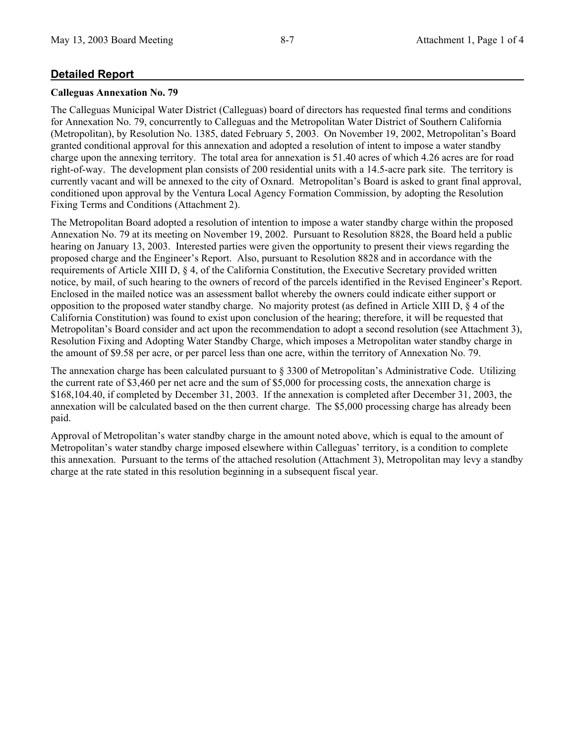## Detailed Report

**Calleguas Annexation No. 79**

The Calleguas Municipal Water District (Calleguas) board of directors has requested final terms and conditions for Annexation No. 79, concurrently to Calleguas and the Metropolitan Water District of Southern California (Metropolitan), by Resolution No. 1385, dated February 5, 2003. On November 19, 2002, Metropolitan's Board granted conditional approval for this annexation and adopted a resolution of intent to impose a water standby charge upon the annexing territory. The total area for annexation is 51.40 acres of which 4.26 acres are for road right-of-way. The development plan consists of 200 residential units with a 14.5-acre park site. The territory is currently vacant and will be annexed to the city of Oxnard. Metropolitan's Board is asked to grant final approval, conditioned upon approval by the Ventura Local Agency Formation Commission, by adopting the Resolution Fixing Terms and Conditions (Attachment 2).

The Metropolitan Board adopted a resolution of intention to impose a water standby charge within the proposed Annexation No. 79 at its meeting on November 19, 2002. Pursuant to Resolution 8828, the Board held a public hearing on January 13, 2003. Interested parties were given the opportunity to present their views regarding the proposed charge and the Engineer's Report. Also, pursuant to Resolution 8828 and in accordance with the requirements of Article XIII D, § 4, of the California Constitution, the Executive Secretary provided written notice, by mail, of such hearing to the owners of record of the parcels identified in the Revised Engineer's Report. Enclosed in the mailed notice was an assessment ballot whereby the owners could indicate either support or opposition to the proposed water standby charge. No majority protest (as defined in Article XIII D, § 4 of the California Constitution) was found to exist upon conclusion of the hearing; therefore, it will be requested that Metropolitan's Board consider and act upon the recommendation to adopt a second resolution (see Attachment 3), Resolution Fixing and Adopting Water Standby Charge, which imposes a Metropolitan water standby charge in the amount of $9.58 per acre, or per parcel less than one acre, within the territory of Annexation No. 79.

The annexation charge has been calculated pursuant to § 3300 of Metropolitan's Administrative Code. Utilizing the current rate of $3,460 per net acre and the sum of $5,000 for processing costs, the annexation charge is $168,104.40, if completed by December 31, 2003. If the annexation is completed after December 31, 2003, the annexation will be calculated based on the then current charge. The $5,000 processing charge has already been paid.

Approval of Metropolitan's water standby charge in the amount noted above, which is equal to the amount of Metropolitan's water standby charge imposed elsewhere within Calleguas' territory, is a condition to complete this annexation. Pursuant to the terms of the attached resolution (Attachment 3), Metropolitan may levy a standby charge at the rate stated in this resolution beginning in a subsequent fiscal year.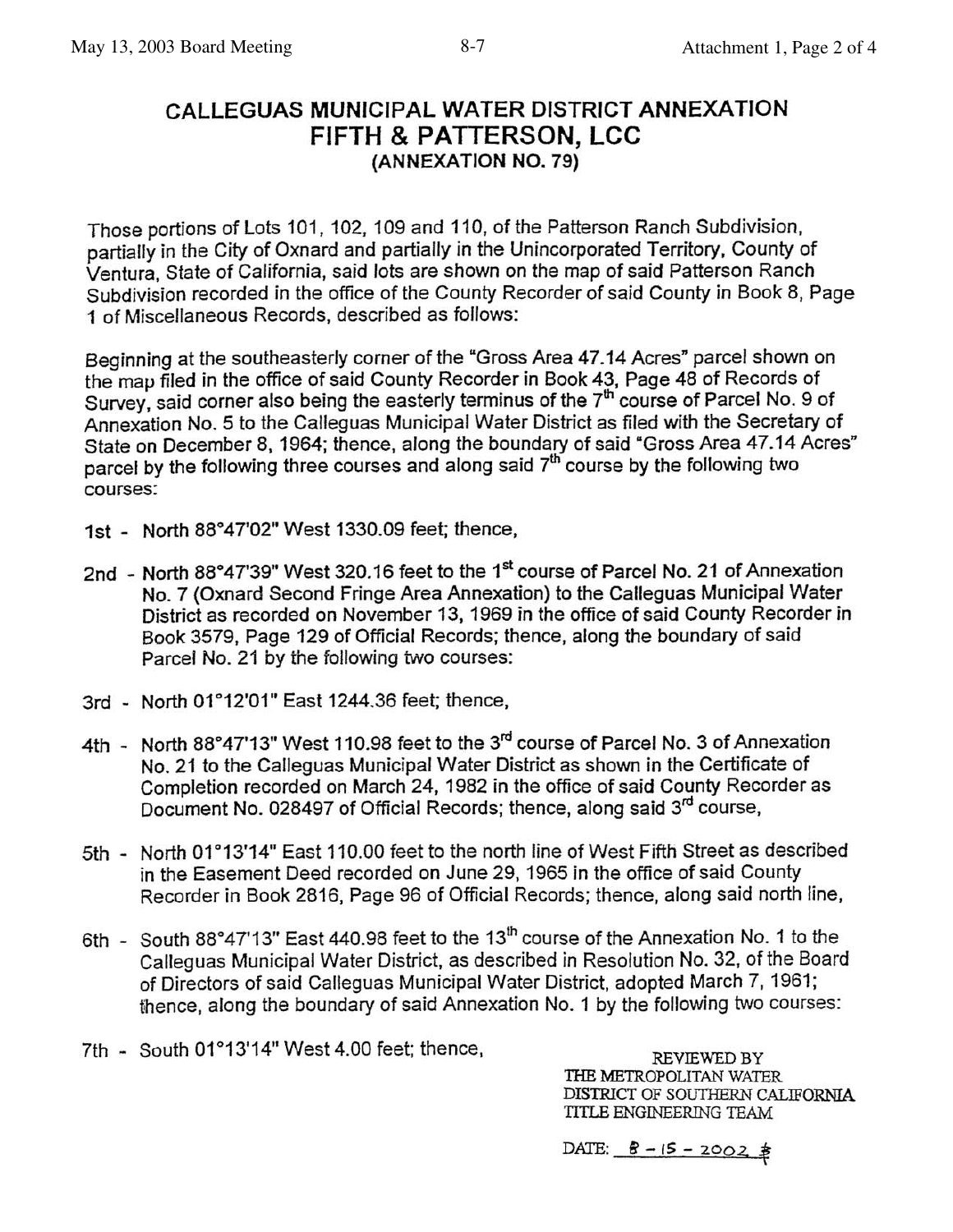# CALLEGUAS MUNICIPAL WATER DISTRICT ANNEXATION
## FIFTH & PATTERSON, LCC
### (ANNEXATION NO. 79)

Those portions of Lots 101, 102, 109 and 110, of the Patterson Ranch Subdivision, partially in the City of Oxnard and partially in the Unincorporated Territory, County of Ventura, State of California, said lots are shown on the map of said Patterson Ranch Subdivision recorded in the office of the County Recorder of said County in Book 8, Page 1 of Miscellaneous Records, described as follows:

Beginning at the southeasterly corner of the "Gross Area 47.14 Acres" parcel shown on the map filed in the office of said County Recorder in Book 43, Page 48 of Records of Survey, said corner also being the easterly terminus of the 7th course of Parcel No. 9 of Annexation No. 5 to the Calleguas Municipal Water District as filed with the Secretary of State on December 8, 1964; thence, along the boundary of said "Gross Area 47.14 Acres" parcel by the following three courses and along said 7th course by the following two courses:

1st - North 88°47'02" West 1330.09 feet; thence,

2nd - North 88°47'39" West 320.16 feet to the 1st course of Parcel No. 21 of Annexation No. 7 (Oxnard Second Fringe Area Annexation) to the Calleguas Municipal Water District as recorded on November 13, 1969 in the office of said County Recorder in Book 3579, Page 129 of Official Records; thence, along the boundary of said Parcel No. 21 by the following two courses:

3rd - North 01°12'01" East 1244.36 feet; thence,

4th - North 88°47'13" West 110.98 feet to the 3rd course of Parcel No. 3 of Annexation No. 21 to the Calleguas Municipal Water District as shown in the Certificate of Completion recorded on March 24, 1982 in the office of said County Recorder as Document No. 028497 of Official Records; thence, along said 3rd course,

5th - North 01°13'14" East 110.00 feet to the north line of West Fifth Street as described in the Easement Deed recorded on June 29, 1965 in the office of said County Recorder in Book 2816, Page 96 of Official Records; thence, along said north line,

6th - South 88°47'13" East 440.98 feet to the 13th course of the Annexation No. 1 to the Calleguas Municipal Water District, as described in Resolution No. 32, of the Board of Directors of said Calleguas Municipal Water District, adopted March 7, 1961; thence, along the boundary of said Annexation No. 1 by the following two courses:

7th - South 01°13'14" West 4.00 feet; thence,

REVIEWED BY
THE METROPOLITAN WATER
DISTRICT OF SOUTHERN CALIFORNIA
TITLE ENGINEERING TEAM

DATE: 8 - 15 - 2002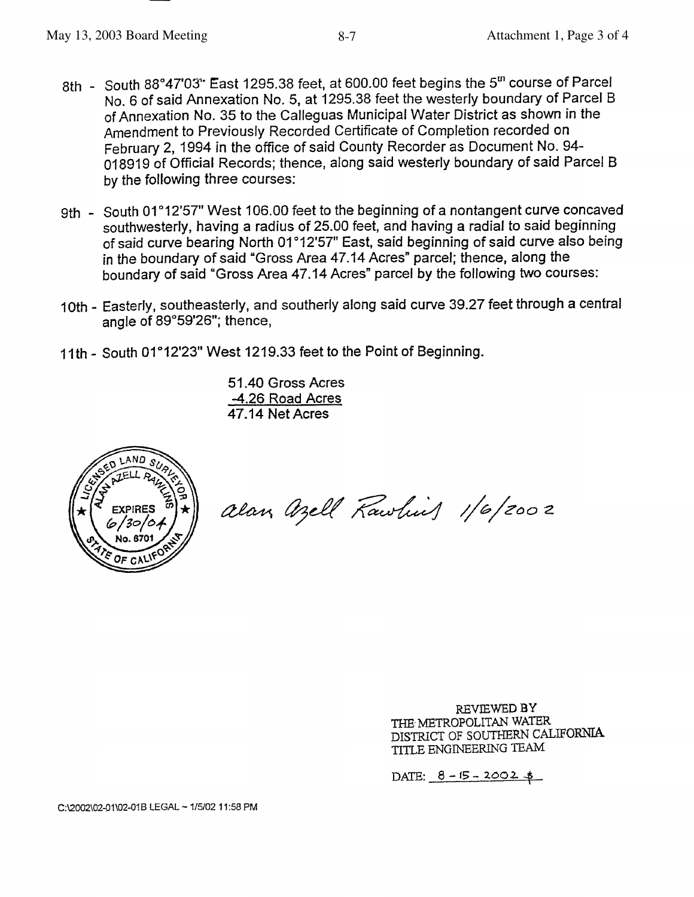8th - South 88°47'03" East 1295.38 feet, at 600.00 feet begins the 5th course of Parcel No. 6 of said Annexation No. 5, at 1295.38 feet the westerly boundary of Parcel B of Annexation No. 35 to the Calleguas Municipal Water District as shown in the Amendment to Previously Recorded Certificate of Completion recorded on February 2, 1994 in the office of said County Recorder as Document No. 94-018919 of Official Records; thence, along said westerly boundary of said Parcel B by the following three courses:

9th - South 01°12'57" West 106.00 feet to the beginning of a nontangent curve concaved southwesterly, having a radius of 25.00 feet, and having a radial to said beginning of said curve bearing North 01°12'57" East, said beginning of said curve also being in the boundary of said "Gross Area 47.14 Acres" parcel; thence, along the boundary of said "Gross Area 47.14 Acres" parcel by the following two courses:

10th - Easterly, southeasterly, and southerly along said curve 39.27 feet through a central angle of 89°59'26"; thence,

11th - South 01°12'23" West 1219.33 feet to the Point of Beginning.

51.40 Gross Acres
-4.26 Road Acres
47.14 Net Acres

LICENSED LAND SURVEYOR
ALAN AZELL RAWLINS
EXPIRES 6/30/04
No. 6701
STATE OF CALIFORNIA

Alan Azell Rawlins 1/6/2002

REVIEWED BY
THE METROPOLITAN WATER
DISTRICT OF SOUTHERN CALIFORNIA
TITLE ENGINEERING TEAM

DATE: 8 - 15 - 2002

C:\2002\02-01\02-01B LEGAL ~ 1/5/02 11:58 PM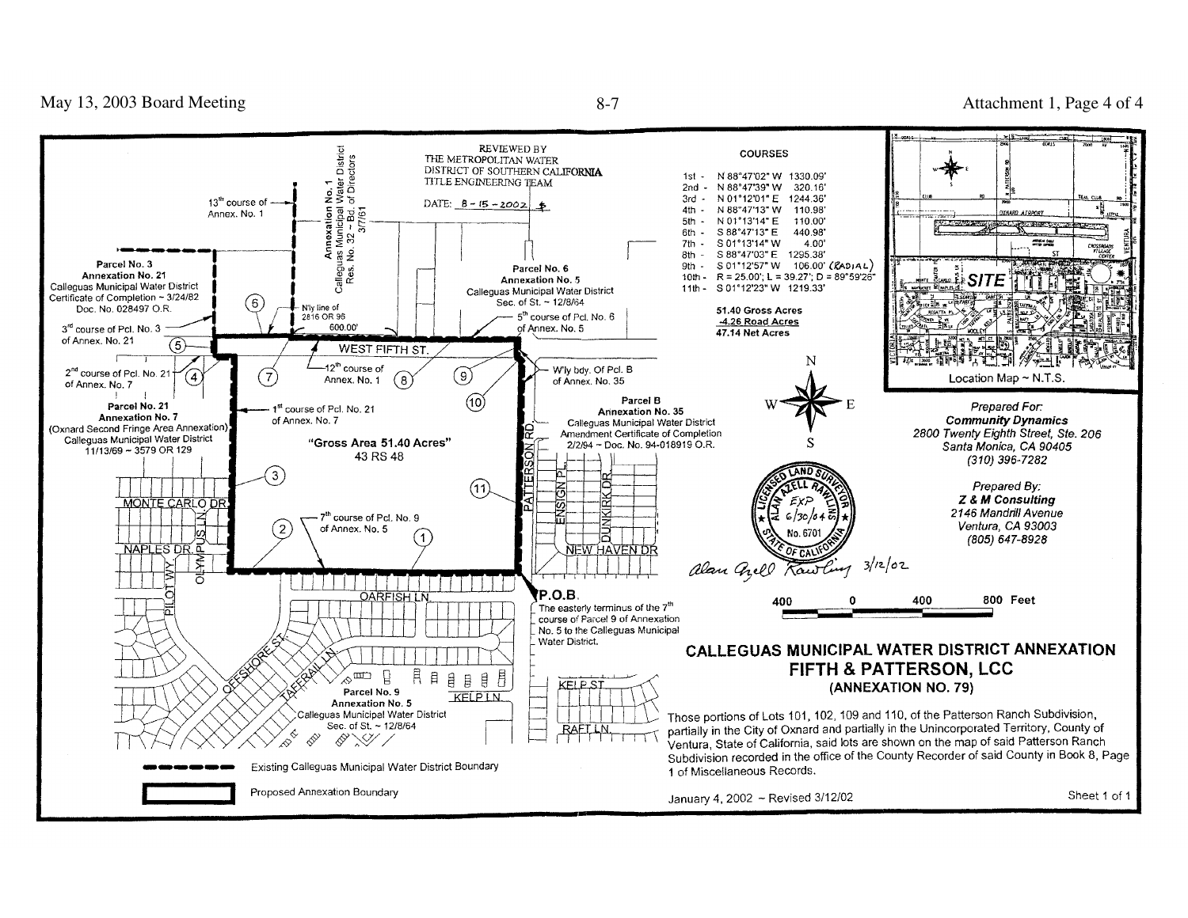REVIEWED BY
THE METROPOLITAN WATER
DISTRICT OF SOUTHERN CALIFORNIA
TITLE ENGINEERING TEAM

DATE: 8-15-2002

**COURSES**

| Course | Bearing | Distance |
|---|---|---|
| 1st - | N 88°47'02" W | 1330.09' |
| 2nd - | N 88°47'39" W | 320.16' |
| 3rd - | N 01°12'01" E | 1244.36' |
| 4th - | N 88°47'13" W | 110.98' |
| 5th - | N 01°13'14" E | 110.00' |
| 6th - | S 88°47'13" E | 440.98' |
| 7th - | S 01°13'14" W | 4.00' |
| 8th - | S 88°47'03" E | 1295.38' |
| 9th - | S 01°12'57" W | 106.00' (RADIAL) |
| 10th - | R = 25.00'; L = 39.27'; D = 89°59'26" | |
| 11th - | S 01°12'23" W | 1219.33' |

51.40 Gross Acres
-4.26 Road Acres
47.14 Net Acres

Annexation No. 1
Calleguas Municipal Water District
Res. No. 32 ~ Bd. of Directors
3/7/61

13th course of Annex. No. 1

Parcel No. 3
Annexation No. 21
Calleguas Municipal Water District
Certificate of Completion ~ 3/24/82
Doc. No. 028497 O.R.

3rd course of Pcl. No. 3 of Annex. No. 21

2nd course of Pcl. No. 21 of Annex. No. 7

N'ly line of 2816 OR 96
600.00'

Parcel No. 6
Annexation No. 5
Calleguas Municipal Water District
Sec. of St. ~ 12/8/64

5th course of Pcl. No. 6 of Annex. No. 5

WEST FIFTH ST.

12th course of Annex. No. 1

W'ly bdy. Of Pcl. B of Annex. No. 35

Parcel B
Annexation No. 35
Calleguas Municipal Water District
Amendment Certificate of Completion
2/2/94 ~ Doc. No. 94-018919 O.R.

Parcel No. 21
Annexation No. 7
(Oxnard Second Fringe Area Annexation)
Calleguas Municipal Water District
11/13/69 ~ 3579 OR 129

1st course of Pcl. No. 21 of Annex. No. 7

"Gross Area 51.40 Acres"
43 RS 48

7th course of Pcl. No. 9 of Annex. No. 5

P.O.B.
The easterly terminus of the 7th course of Parcel 9 of Annexation No. 5 to the Calleguas Municipal Water District.

Parcel No. 9
Annexation No. 5
Calleguas Municipal Water District
Sec. of St. ~ 12/8/64

MONTE CARLO DR, NAPLES DR, PILOT WY, OLYMPUS LN, OARFISH LN, OFFSHORE ST, TAFFRAIL LN, KELP LN, PATTERSON RD, ENSIGN PL, DUNKIRK DR, NEW HAVEN DR, KELP ST, RAFT LN

Existing Calleguas Municipal Water District Boundary

Proposed Annexation Boundary

Location Map ~ N.T.S.

*Prepared For:*
***Community Dynamics***
*2800 Twenty Eighth Street, Ste. 206*
*Santa Monica, CA 90405*
*(310) 396-7282*

*Prepared By:*
***Z & M Consulting***
*2146 Mandrill Avenue*
*Ventura, CA 93003*
*(805) 647-8928*

LICENSED LAND SURVEYOR
ALAN AZELL RAWLINS
EXP 6/30/04
No. 6701
STATE OF CALIFORNIA

Alan Azell Rawlins 3/12/02

400 0 400 800 Feet

## CALLEGUAS MUNICIPAL WATER DISTRICT ANNEXATION

## FIFTH & PATTERSON, LCC

### (ANNEXATION NO. 79)

Those portions of Lots 101, 102, 109 and 110, of the Patterson Ranch Subdivision, partially in the City of Oxnard and partially in the Unincorporated Territory, County of Ventura, State of California, said lots are shown on the map of said Patterson Ranch Subdivision recorded in the office of the County Recorder of said County in Book 8, Page 1 of Miscellaneous Records.

January 4, 2002 ~ Revised 3/12/02

Sheet 1 of 1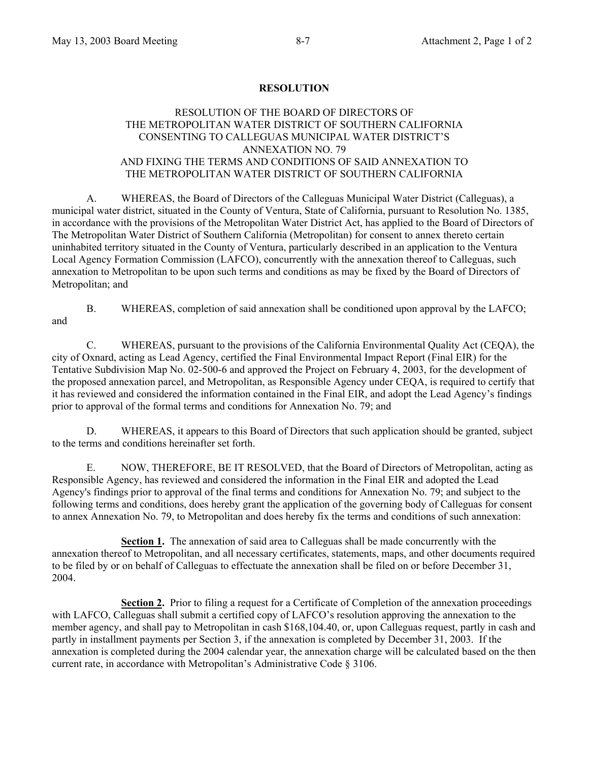## RESOLUTION

RESOLUTION OF THE BOARD OF DIRECTORS OF
THE METROPOLITAN WATER DISTRICT OF SOUTHERN CALIFORNIA
CONSENTING TO CALLEGUAS MUNICIPAL WATER DISTRICT'S
ANNEXATION NO. 79
AND FIXING THE TERMS AND CONDITIONS OF SAID ANNEXATION TO
THE METROPOLITAN WATER DISTRICT OF SOUTHERN CALIFORNIA

A. WHEREAS, the Board of Directors of the Calleguas Municipal Water District (Calleguas), a municipal water district, situated in the County of Ventura, State of California, pursuant to Resolution No. 1385, in accordance with the provisions of the Metropolitan Water District Act, has applied to the Board of Directors of The Metropolitan Water District of Southern California (Metropolitan) for consent to annex thereto certain uninhabited territory situated in the County of Ventura, particularly described in an application to the Ventura Local Agency Formation Commission (LAFCO), concurrently with the annexation thereof to Calleguas, such annexation to Metropolitan to be upon such terms and conditions as may be fixed by the Board of Directors of Metropolitan; and

B. WHEREAS, completion of said annexation shall be conditioned upon approval by the LAFCO; and

C. WHEREAS, pursuant to the provisions of the California Environmental Quality Act (CEQA), the city of Oxnard, acting as Lead Agency, certified the Final Environmental Impact Report (Final EIR) for the Tentative Subdivision Map No. 02-500-6 and approved the Project on February 4, 2003, for the development of the proposed annexation parcel, and Metropolitan, as Responsible Agency under CEQA, is required to certify that it has reviewed and considered the information contained in the Final EIR, and adopt the Lead Agency's findings prior to approval of the formal terms and conditions for Annexation No. 79; and

D. WHEREAS, it appears to this Board of Directors that such application should be granted, subject to the terms and conditions hereinafter set forth.

E. NOW, THEREFORE, BE IT RESOLVED, that the Board of Directors of Metropolitan, acting as Responsible Agency, has reviewed and considered the information in the Final EIR and adopted the Lead Agency's findings prior to approval of the final terms and conditions for Annexation No. 79; and subject to the following terms and conditions, does hereby grant the application of the governing body of Calleguas for consent to annex Annexation No. 79, to Metropolitan and does hereby fix the terms and conditions of such annexation:

**Section 1.** The annexation of said area to Calleguas shall be made concurrently with the annexation thereof to Metropolitan, and all necessary certificates, statements, maps, and other documents required to be filed by or on behalf of Calleguas to effectuate the annexation shall be filed on or before December 31, 2004.

**Section 2.** Prior to filing a request for a Certificate of Completion of the annexation proceedings with LAFCO, Calleguas shall submit a certified copy of LAFCO's resolution approving the annexation to the member agency, and shall pay to Metropolitan in cash $168,104.40, or, upon Calleguas request, partly in cash and partly in installment payments per Section 3, if the annexation is completed by December 31, 2003. If the annexation is completed during the 2004 calendar year, the annexation charge will be calculated based on the then current rate, in accordance with Metropolitan's Administrative Code § 3106.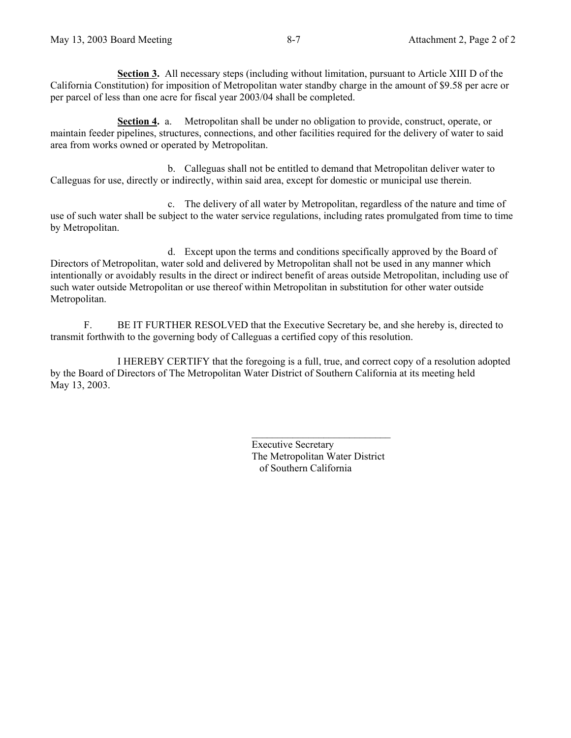**Section 3.** All necessary steps (including without limitation, pursuant to Article XIII D of the California Constitution) for imposition of Metropolitan water standby charge in the amount of $9.58 per acre or per parcel of less than one acre for fiscal year 2003/04 shall be completed.

**Section 4.** a. Metropolitan shall be under no obligation to provide, construct, operate, or maintain feeder pipelines, structures, connections, and other facilities required for the delivery of water to said area from works owned or operated by Metropolitan.

b. Calleguas shall not be entitled to demand that Metropolitan deliver water to Calleguas for use, directly or indirectly, within said area, except for domestic or municipal use therein.

c. The delivery of all water by Metropolitan, regardless of the nature and time of use of such water shall be subject to the water service regulations, including rates promulgated from time to time by Metropolitan.

d. Except upon the terms and conditions specifically approved by the Board of Directors of Metropolitan, water sold and delivered by Metropolitan shall not be used in any manner which intentionally or avoidably results in the direct or indirect benefit of areas outside Metropolitan, including use of such water outside Metropolitan or use thereof within Metropolitan in substitution for other water outside Metropolitan.

F. BE IT FURTHER RESOLVED that the Executive Secretary be, and she hereby is, directed to transmit forthwith to the governing body of Calleguas a certified copy of this resolution.

I HEREBY CERTIFY that the foregoing is a full, true, and correct copy of a resolution adopted by the Board of Directors of The Metropolitan Water District of Southern California at its meeting held May 13, 2003.

\_\_\_\_\_\_\_\_\_\_\_\_\_\_\_\_\_\_\_\_\_\_\_\_\_\_\_\_\_\_

Executive Secretary
The Metropolitan Water District
of Southern California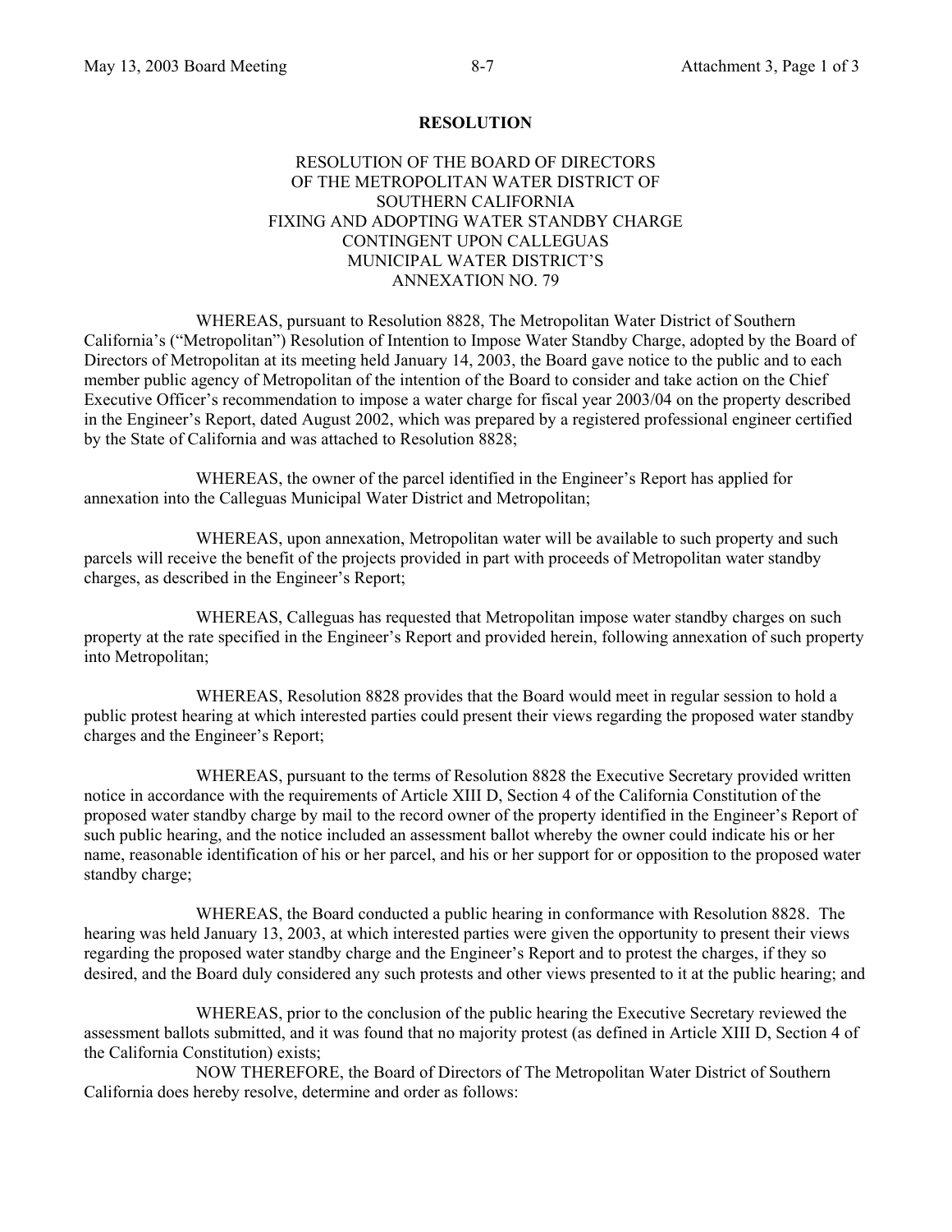**RESOLUTION**

RESOLUTION OF THE BOARD OF DIRECTORS
OF THE METROPOLITAN WATER DISTRICT OF
SOUTHERN CALIFORNIA
FIXING AND ADOPTING WATER STANDBY CHARGE
CONTINGENT UPON CALLEGUAS
MUNICIPAL WATER DISTRICT'S
ANNEXATION NO. 79

WHEREAS, pursuant to Resolution 8828, The Metropolitan Water District of Southern California's ("Metropolitan") Resolution of Intention to Impose Water Standby Charge, adopted by the Board of Directors of Metropolitan at its meeting held January 14, 2003, the Board gave notice to the public and to each member public agency of Metropolitan of the intention of the Board to consider and take action on the Chief Executive Officer's recommendation to impose a water charge for fiscal year 2003/04 on the property described in the Engineer's Report, dated August 2002, which was prepared by a registered professional engineer certified by the State of California and was attached to Resolution 8828;

WHEREAS, the owner of the parcel identified in the Engineer's Report has applied for annexation into the Calleguas Municipal Water District and Metropolitan;

WHEREAS, upon annexation, Metropolitan water will be available to such property and such parcels will receive the benefit of the projects provided in part with proceeds of Metropolitan water standby charges, as described in the Engineer's Report;

WHEREAS, Calleguas has requested that Metropolitan impose water standby charges on such property at the rate specified in the Engineer's Report and provided herein, following annexation of such property into Metropolitan;

WHEREAS, Resolution 8828 provides that the Board would meet in regular session to hold a public protest hearing at which interested parties could present their views regarding the proposed water standby charges and the Engineer's Report;

WHEREAS, pursuant to the terms of Resolution 8828 the Executive Secretary provided written notice in accordance with the requirements of Article XIII D, Section 4 of the California Constitution of the proposed water standby charge by mail to the record owner of the property identified in the Engineer's Report of such public hearing, and the notice included an assessment ballot whereby the owner could indicate his or her name, reasonable identification of his or her parcel, and his or her support for or opposition to the proposed water standby charge;

WHEREAS, the Board conducted a public hearing in conformance with Resolution 8828. The hearing was held January 13, 2003, at which interested parties were given the opportunity to present their views regarding the proposed water standby charge and the Engineer's Report and to protest the charges, if they so desired, and the Board duly considered any such protests and other views presented to it at the public hearing; and

WHEREAS, prior to the conclusion of the public hearing the Executive Secretary reviewed the assessment ballots submitted, and it was found that no majority protest (as defined in Article XIII D, Section 4 of the California Constitution) exists;

NOW THEREFORE, the Board of Directors of The Metropolitan Water District of Southern California does hereby resolve, determine and order as follows: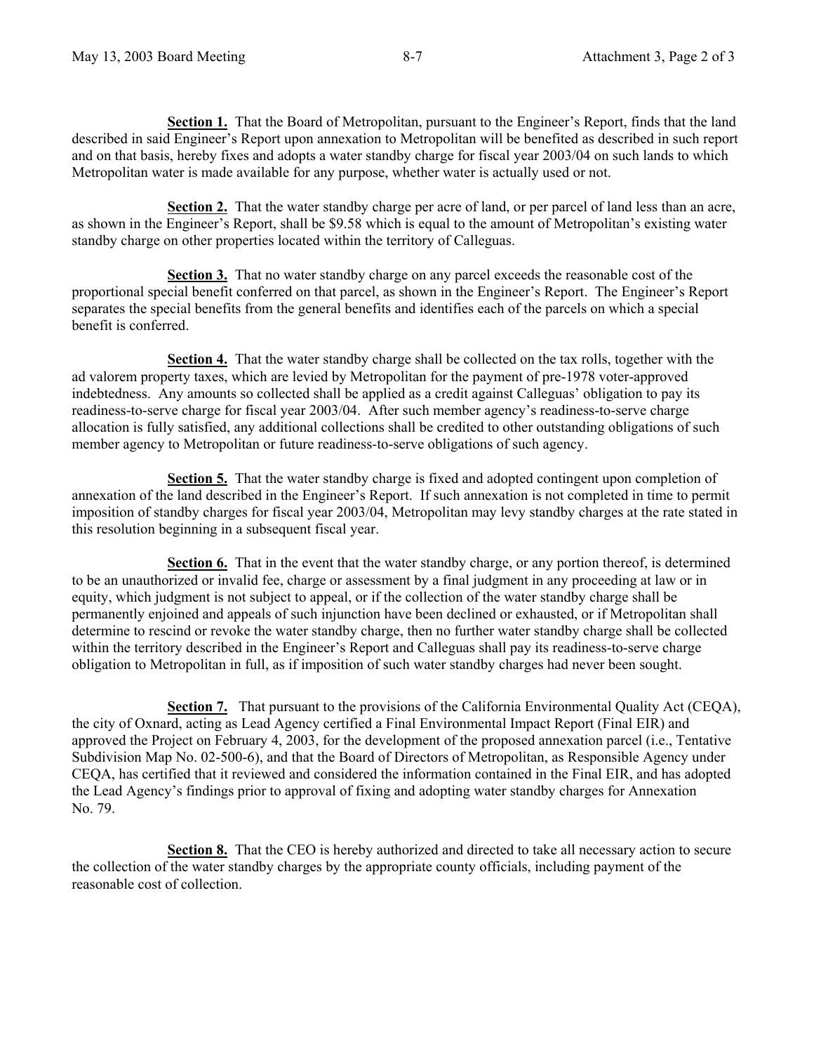**Section 1.** That the Board of Metropolitan, pursuant to the Engineer's Report, finds that the land described in said Engineer's Report upon annexation to Metropolitan will be benefited as described in such report and on that basis, hereby fixes and adopts a water standby charge for fiscal year 2003/04 on such lands to which Metropolitan water is made available for any purpose, whether water is actually used or not.

**Section 2.** That the water standby charge per acre of land, or per parcel of land less than an acre, as shown in the Engineer's Report, shall be $9.58 which is equal to the amount of Metropolitan's existing water standby charge on other properties located within the territory of Calleguas.

**Section 3.** That no water standby charge on any parcel exceeds the reasonable cost of the proportional special benefit conferred on that parcel, as shown in the Engineer's Report. The Engineer's Report separates the special benefits from the general benefits and identifies each of the parcels on which a special benefit is conferred.

**Section 4.** That the water standby charge shall be collected on the tax rolls, together with the ad valorem property taxes, which are levied by Metropolitan for the payment of pre-1978 voter-approved indebtedness. Any amounts so collected shall be applied as a credit against Calleguas' obligation to pay its readiness-to-serve charge for fiscal year 2003/04. After such member agency's readiness-to-serve charge allocation is fully satisfied, any additional collections shall be credited to other outstanding obligations of such member agency to Metropolitan or future readiness-to-serve obligations of such agency.

**Section 5.** That the water standby charge is fixed and adopted contingent upon completion of annexation of the land described in the Engineer's Report. If such annexation is not completed in time to permit imposition of standby charges for fiscal year 2003/04, Metropolitan may levy standby charges at the rate stated in this resolution beginning in a subsequent fiscal year.

**Section 6.** That in the event that the water standby charge, or any portion thereof, is determined to be an unauthorized or invalid fee, charge or assessment by a final judgment in any proceeding at law or in equity, which judgment is not subject to appeal, or if the collection of the water standby charge shall be permanently enjoined and appeals of such injunction have been declined or exhausted, or if Metropolitan shall determine to rescind or revoke the water standby charge, then no further water standby charge shall be collected within the territory described in the Engineer's Report and Calleguas shall pay its readiness-to-serve charge obligation to Metropolitan in full, as if imposition of such water standby charges had never been sought.

**Section 7.** That pursuant to the provisions of the California Environmental Quality Act (CEQA), the city of Oxnard, acting as Lead Agency certified a Final Environmental Impact Report (Final EIR) and approved the Project on February 4, 2003, for the development of the proposed annexation parcel (i.e., Tentative Subdivision Map No. 02-500-6), and that the Board of Directors of Metropolitan, as Responsible Agency under CEQA, has certified that it reviewed and considered the information contained in the Final EIR, and has adopted the Lead Agency's findings prior to approval of fixing and adopting water standby charges for Annexation No. 79.

**Section 8.** That the CEO is hereby authorized and directed to take all necessary action to secure the collection of the water standby charges by the appropriate county officials, including payment of the reasonable cost of collection.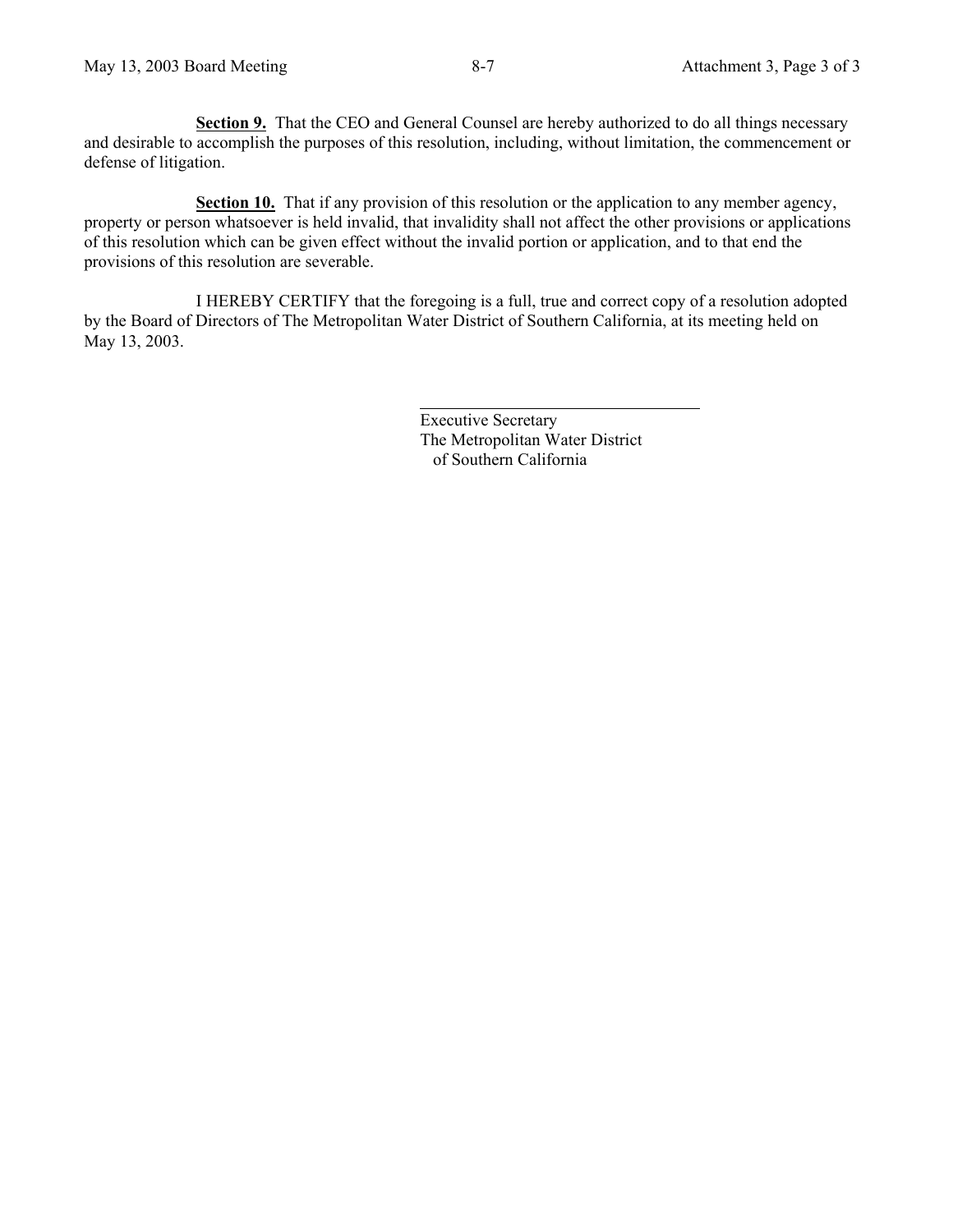**Section 9.** That the CEO and General Counsel are hereby authorized to do all things necessary and desirable to accomplish the purposes of this resolution, including, without limitation, the commencement or defense of litigation.

**Section 10.** That if any provision of this resolution or the application to any member agency, property or person whatsoever is held invalid, that invalidity shall not affect the other provisions or applications of this resolution which can be given effect without the invalid portion or application, and to that end the provisions of this resolution are severable.

I HEREBY CERTIFY that the foregoing is a full, true and correct copy of a resolution adopted by the Board of Directors of The Metropolitan Water District of Southern California, at its meeting held on May 13, 2003.

\_\_\_\_\_\_\_\_\_\_\_\_\_\_\_\_\_\_\_\_\_\_\_\_\_\_\_\_\_\_\_\_\_\_

Executive Secretary
The Metropolitan Water District
of Southern California